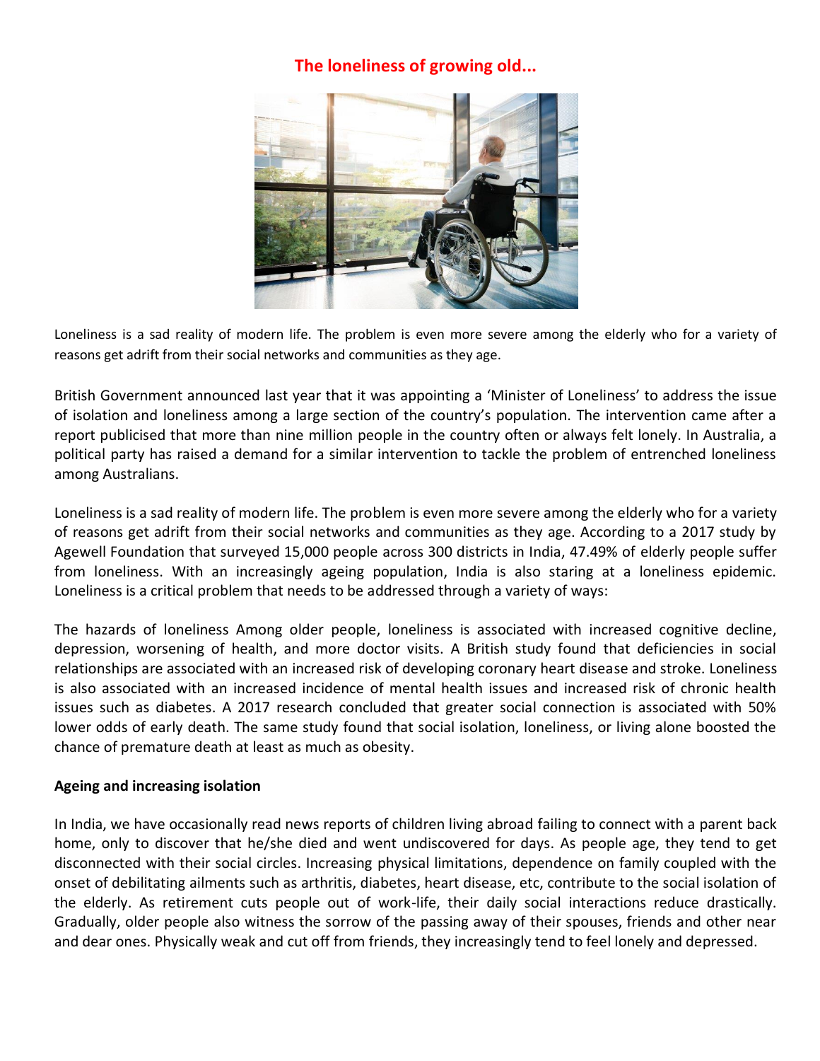# The loneliness of growing old...

Loneliness is a sad reality of modern life. The problem is even more severe among the elderly who for a variety of reasons get adrift from their social networks and communities as they age.

British Government announced last year that it was appointing a 'Minister of Loneliness' to address the issue of isolation and loneliness among a large section of the country's population. The intervention came after a report publicised that more than nine million people in the country often or always felt lonely. In Australia, a political party has raised a demand for a similar intervention to tackle the problem of entrenched loneliness among Australians.

Loneliness is a sad reality of modern life. The problem is even more severe among the elderly who for a variety of reasons get adrift from their social networks and communities as they age. According to a 2017 study by Agewell Foundation that surveyed 15,000 people across 300 districts in India, 47.49% of elderly people suffer from loneliness. With an increasingly ageing population, India is also staring at a loneliness epidemic. Loneliness is a critical problem that needs to be addressed through a variety of ways:

The hazards of loneliness Among older people, loneliness is associated with increased cognitive decline, depression, worsening of health, and more doctor visits. A British study found that deficiencies in social relationships are associated with an increased risk of developing coronary heart disease and stroke. Loneliness is also associated with an increased incidence of mental health issues and increased risk of chronic health issues such as diabetes. A 2017 research concluded that greater social connection is associated with 50% lower odds of early death. The same study found that social isolation, loneliness, or living alone boosted the chance of premature death at least as much as obesity.

**Ageing and increasing isolation**

In India, we have occasionally read news reports of children living abroad failing to connect with a parent back home, only to discover that he/she died and went undiscovered for days. As people age, they tend to get disconnected with their social circles. Increasing physical limitations, dependence on family coupled with the onset of debilitating ailments such as arthritis, diabetes, heart disease, etc, contribute to the social isolation of the elderly. As retirement cuts people out of work-life, their daily social interactions reduce drastically. Gradually, older people also witness the sorrow of the passing away of their spouses, friends and other near and dear ones. Physically weak and cut off from friends, they increasingly tend to feel lonely and depressed.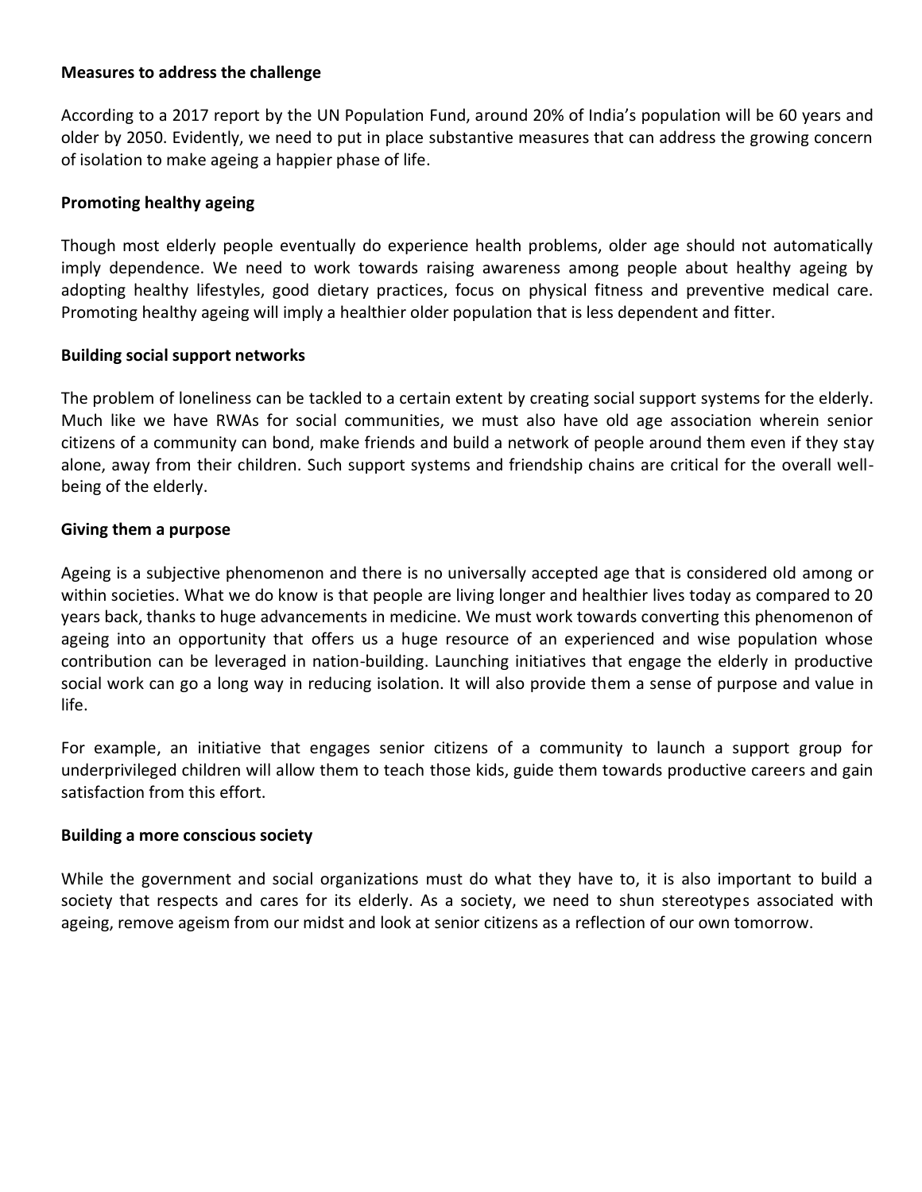**Measures to address the challenge**

According to a 2017 report by the UN Population Fund, around 20% of India's population will be 60 years and older by 2050. Evidently, we need to put in place substantive measures that can address the growing concern of isolation to make ageing a happier phase of life.

**Promoting healthy ageing**

Though most elderly people eventually do experience health problems, older age should not automatically imply dependence. We need to work towards raising awareness among people about healthy ageing by adopting healthy lifestyles, good dietary practices, focus on physical fitness and preventive medical care. Promoting healthy ageing will imply a healthier older population that is less dependent and fitter.

**Building social support networks**

The problem of loneliness can be tackled to a certain extent by creating social support systems for the elderly. Much like we have RWAs for social communities, we must also have old age association wherein senior citizens of a community can bond, make friends and build a network of people around them even if they stay alone, away from their children. Such support systems and friendship chains are critical for the overall well-being of the elderly.

**Giving them a purpose**

Ageing is a subjective phenomenon and there is no universally accepted age that is considered old among or within societies. What we do know is that people are living longer and healthier lives today as compared to 20 years back, thanks to huge advancements in medicine. We must work towards converting this phenomenon of ageing into an opportunity that offers us a huge resource of an experienced and wise population whose contribution can be leveraged in nation-building. Launching initiatives that engage the elderly in productive social work can go a long way in reducing isolation. It will also provide them a sense of purpose and value in life.

For example, an initiative that engages senior citizens of a community to launch a support group for underprivileged children will allow them to teach those kids, guide them towards productive careers and gain satisfaction from this effort.

**Building a more conscious society**

While the government and social organizations must do what they have to, it is also important to build a society that respects and cares for its elderly. As a society, we need to shun stereotypes associated with ageing, remove ageism from our midst and look at senior citizens as a reflection of our own tomorrow.